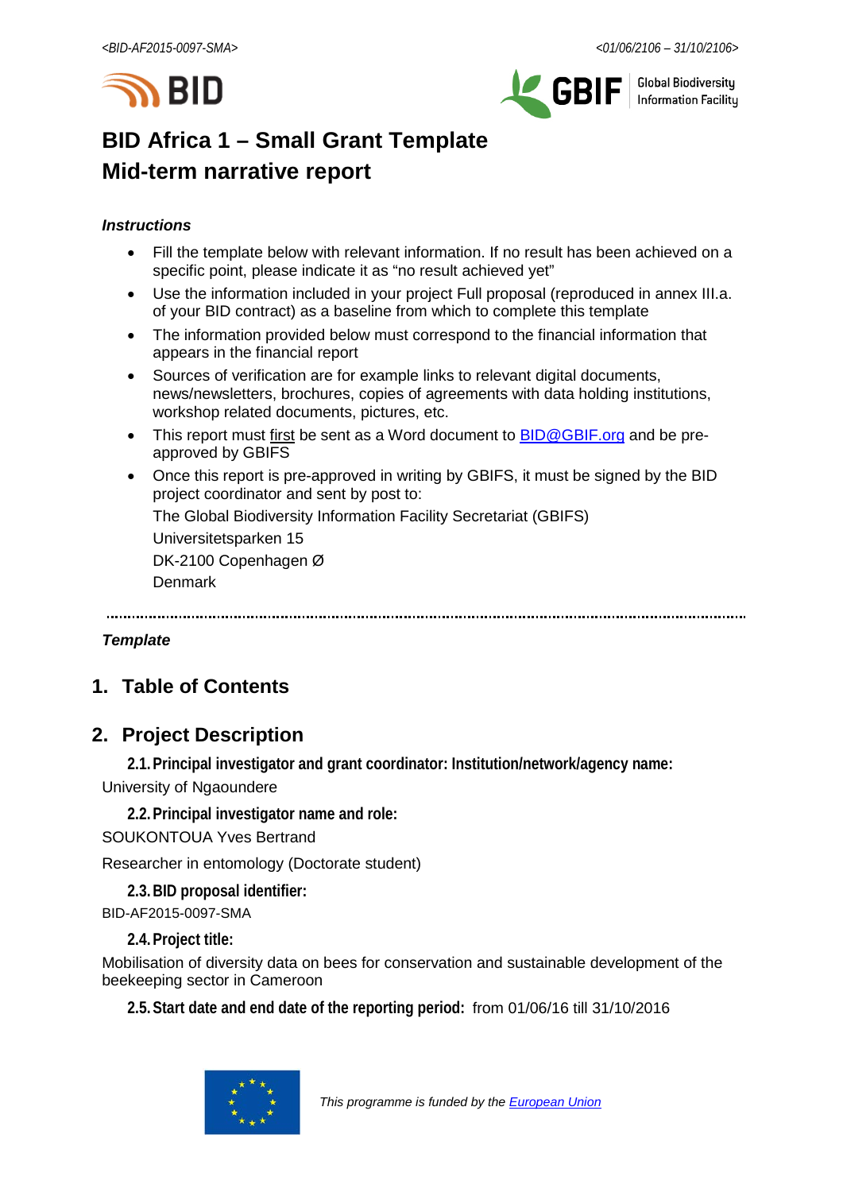# BID Africa 1 – Small Grant Template
# Mid-term narrative report

***Instructions***

- Fill the template below with relevant information. If no result has been achieved on a specific point, please indicate it as "no result achieved yet"
- Use the information included in your project Full proposal (reproduced in annex III.a. of your BID contract) as a baseline from which to complete this template
- The information provided below must correspond to the financial information that appears in the financial report
- Sources of verification are for example links to relevant digital documents, news/newsletters, brochures, copies of agreements with data holding institutions, workshop related documents, pictures, etc.
- This report must first be sent as a Word document to BID@GBIF.org and be pre-approved by GBIFS
- Once this report is pre-approved in writing by GBIFS, it must be signed by the BID project coordinator and sent by post to:

  The Global Biodiversity Information Facility Secretariat (GBIFS)

  Universitetsparken 15

  DK-2100 Copenhagen Ø

  Denmark

---

***Template***

## 1. Table of Contents

## 2. Project Description

### 2.1. Principal investigator and grant coordinator: Institution/network/agency name:

University of Ngaoundere

### 2.2. Principal investigator name and role:

SOUKONTOUA Yves Bertrand

Researcher in entomology (Doctorate student)

### 2.3. BID proposal identifier:

BID-AF2015-0097-SMA

### 2.4. Project title:

Mobilisation of diversity data on bees for conservation and sustainable development of the beekeeping sector in Cameroon

### 2.5. Start date and end date of the reporting period: from 01/06/16 till 31/10/2016

*This programme is funded by the European Union*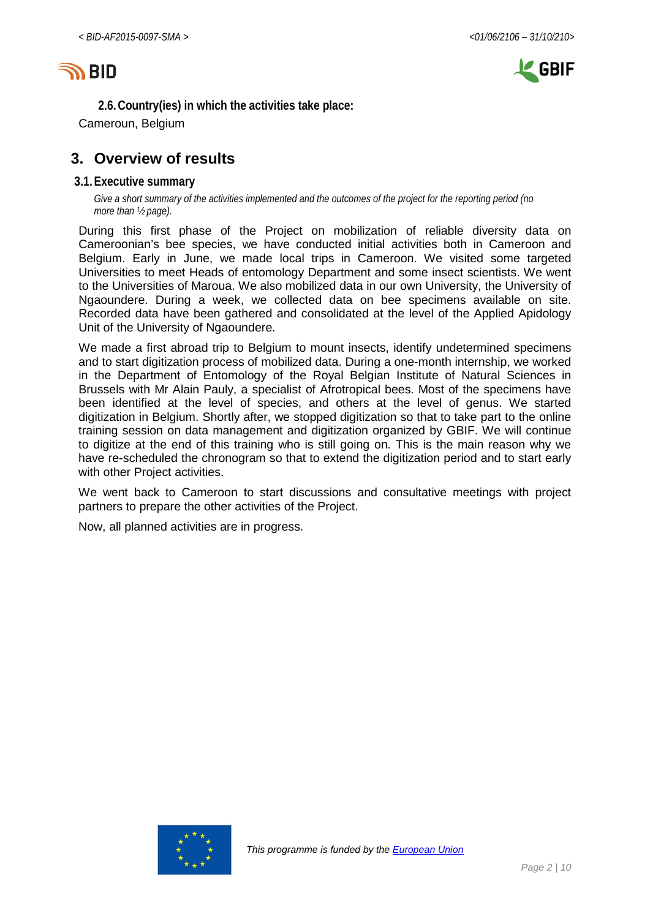### 2.6. Country(ies) in which the activities take place:

Cameroun, Belgium

## 3. Overview of results

### 3.1. Executive summary

*Give a short summary of the activities implemented and the outcomes of the project for the reporting period (no more than ½ page).*

During this first phase of the Project on mobilization of reliable diversity data on Cameroonian's bee species, we have conducted initial activities both in Cameroon and Belgium. Early in June, we made local trips in Cameroon. We visited some targeted Universities to meet Heads of entomology Department and some insect scientists. We went to the Universities of Maroua. We also mobilized data in our own University, the University of Ngaoundere. During a week, we collected data on bee specimens available on site. Recorded data have been gathered and consolidated at the level of the Applied Apidology Unit of the University of Ngaoundere.

We made a first abroad trip to Belgium to mount insects, identify undetermined specimens and to start digitization process of mobilized data. During a one-month internship, we worked in the Department of Entomology of the Royal Belgian Institute of Natural Sciences in Brussels with Mr Alain Pauly, a specialist of Afrotropical bees. Most of the specimens have been identified at the level of species, and others at the level of genus. We started digitization in Belgium. Shortly after, we stopped digitization so that to take part to the online training session on data management and digitization organized by GBIF. We will continue to digitize at the end of this training who is still going on. This is the main reason why we have re-scheduled the chronogram so that to extend the digitization period and to start early with other Project activities.

We went back to Cameroon to start discussions and consultative meetings with project partners to prepare the other activities of the Project.

Now, all planned activities are in progress.

*This programme is funded by the European Union*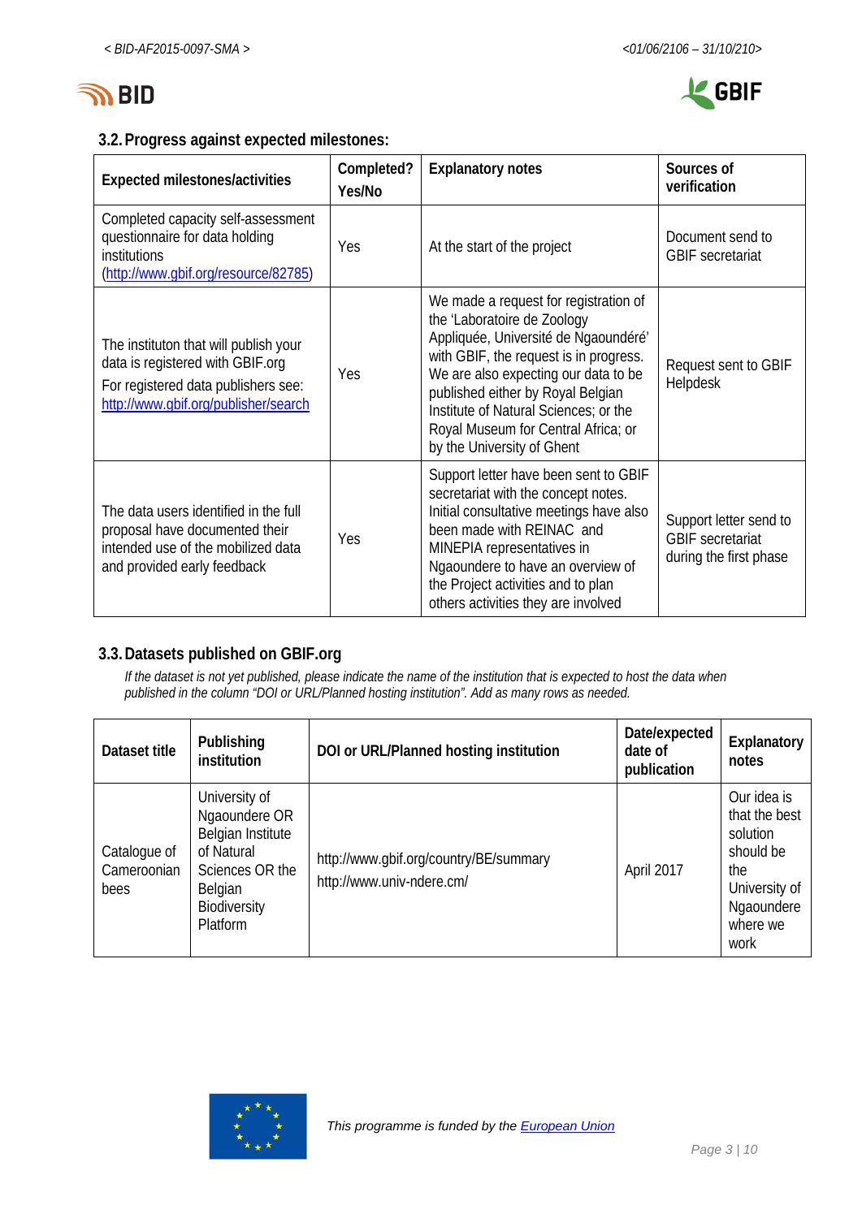### 3.2. Progress against expected milestones:

| Expected milestones/activities | Completed? Yes/No | Explanatory notes | Sources of verification |
|---|---|---|---|
| Completed capacity self-assessment questionnaire for data holding institutions (http://www.gbif.org/resource/82785) | Yes | At the start of the project | Document send to GBIF secretariat |
| The instituton that will publish your data is registered with GBIF.org<br>For registered data publishers see: http://www.gbif.org/publisher/search | Yes | We made a request for registration of the 'Laboratoire de Zoology Appliquée, Université de Ngaoundéré' with GBIF, the request is in progress. We are also expecting our data to be published either by Royal Belgian Institute of Natural Sciences; or the Royal Museum for Central Africa; or by the University of Ghent | Request sent to GBIF Helpdesk |
| The data users identified in the full proposal have documented their intended use of the mobilized data and provided early feedback | Yes | Support letter have been sent to GBIF secretariat with the concept notes. Initial consultative meetings have also been made with REINAC and MINEPIA representatives in Ngaoundere to have an overview of the Project activities and to plan others activities they are involved | Support letter send to GBIF secretariat during the first phase |

### 3.3. Datasets published on GBIF.org

*If the dataset is not yet published, please indicate the name of the institution that is expected to host the data when published in the column "DOI or URL/Planned hosting institution". Add as many rows as needed.*

| Dataset title | Publishing institution | DOI or URL/Planned hosting institution | Date/expected date of publication | Explanatory notes |
|---|---|---|---|---|
| Catalogue of Cameroonian bees | University of Ngaoundere OR Belgian Institute of Natural Sciences OR the Belgian Biodiversity Platform | http://www.gbif.org/country/BE/summary<br>http://www.univ-ndere.cm/ | April 2017 | Our idea is that the best solution should be the University of Ngaoundere where we work |

*This programme is funded by the European Union*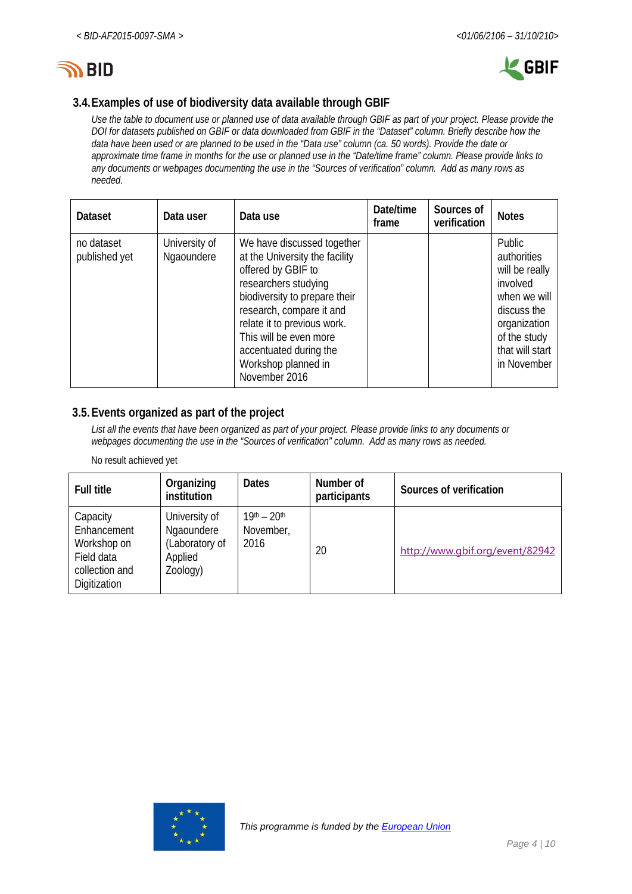## 3.4. Examples of use of biodiversity data available through GBIF

*Use the table to document use or planned use of data available through GBIF as part of your project. Please provide the DOI for datasets published on GBIF or data downloaded from GBIF in the "Dataset" column. Briefly describe how the data have been used or are planned to be used in the "Data use" column (ca. 50 words). Provide the date or approximate time frame in months for the use or planned use in the "Date/time frame" column. Please provide links to any documents or webpages documenting the use in the "Sources of verification" column. Add as many rows as needed.*

| Dataset | Data user | Data use | Date/time frame | Sources of verification | Notes |
|---|---|---|---|---|---|
| no dataset published yet | University of Ngaoundere | We have discussed together at the University the facility offered by GBIF to researchers studying biodiversity to prepare their research, compare it and relate it to previous work. This will be even more accentuated during the Workshop planned in November 2016 | | | Public authorities will be really involved when we will discuss the organization of the study that will start in November |

## 3.5. Events organized as part of the project

*List all the events that have been organized as part of your project. Please provide links to any documents or webpages documenting the use in the "Sources of verification" column. Add as many rows as needed.*

No result achieved yet

| Full title | Organizing institution | Dates | Number of participants | Sources of verification |
|---|---|---|---|---|
| Capacity Enhancement Workshop on Field data collection and Digitization | University of Ngaoundere (Laboratory of Applied Zoology) | 19th – 20th November, 2016 | 20 | http://www.gbif.org/event/82942 |

*This programme is funded by the European Union*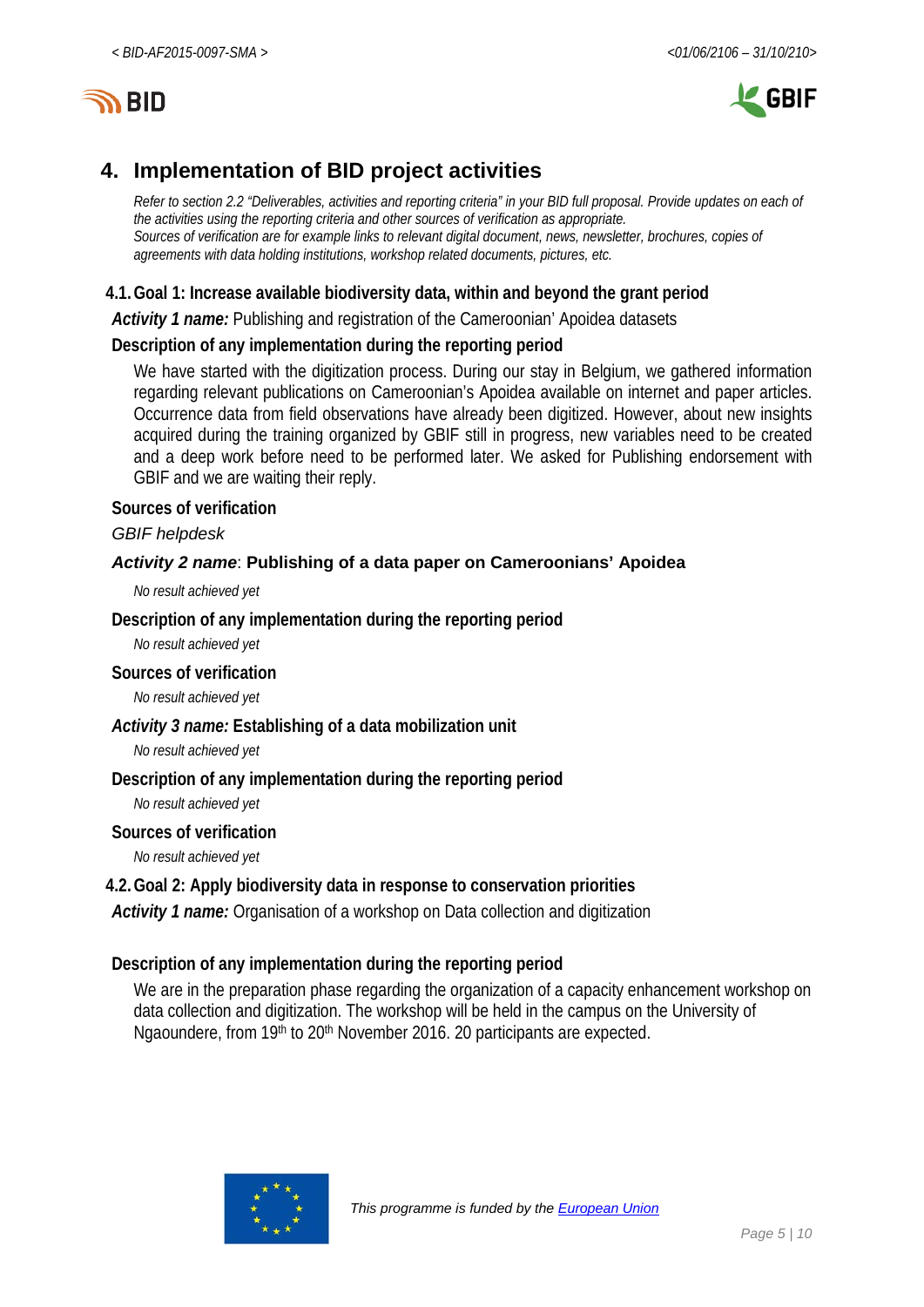# 4. Implementation of BID project activities

*Refer to section 2.2 "Deliverables, activities and reporting criteria" in your BID full proposal. Provide updates on each of the activities using the reporting criteria and other sources of verification as appropriate.*
*Sources of verification are for example links to relevant digital document, news, newsletter, brochures, copies of agreements with data holding institutions, workshop related documents, pictures, etc.*

## 4.1. Goal 1: Increase available biodiversity data, within and beyond the grant period

***Activity 1 name:*** Publishing and registration of the Cameroonian' Apoidea datasets

### Description of any implementation during the reporting period

We have started with the digitization process. During our stay in Belgium, we gathered information regarding relevant publications on Cameroonian's Apoidea available on internet and paper articles. Occurrence data from field observations have already been digitized. However, about new insights acquired during the training organized by GBIF still in progress, new variables need to be created and a deep work before need to be performed later. We asked for Publishing endorsement with GBIF and we are waiting their reply.

### Sources of verification

*GBIF helpdesk*

***Activity 2 name*: Publishing of a data paper on Cameroonians' Apoidea**

*No result achieved yet*

### Description of any implementation during the reporting period

*No result achieved yet*

### Sources of verification

*No result achieved yet*

***Activity 3 name:* Establishing of a data mobilization unit**

*No result achieved yet*

### Description of any implementation during the reporting period

*No result achieved yet*

### Sources of verification

*No result achieved yet*

## 4.2. Goal 2: Apply biodiversity data in response to conservation priorities

***Activity 1 name:*** Organisation of a workshop on Data collection and digitization

### Description of any implementation during the reporting period

We are in the preparation phase regarding the organization of a capacity enhancement workshop on data collection and digitization. The workshop will be held in the campus on the University of Ngaoundere, from 19th to 20th November 2016. 20 participants are expected.

*This programme is funded by the European Union*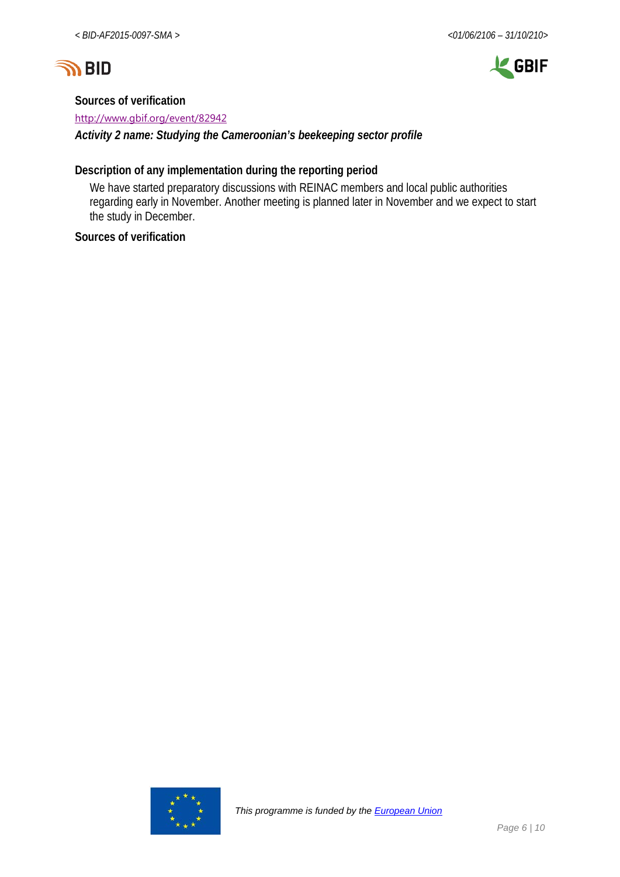**Sources of verification**

http://www.gbif.org/event/82942

***Activity 2 name: Studying the Cameroonian's beekeeping sector profile***

**Description of any implementation during the reporting period**

We have started preparatory discussions with REINAC members and local public authorities regarding early in November. Another meeting is planned later in November and we expect to start the study in December.

**Sources of verification**

*This programme is funded by the European Union*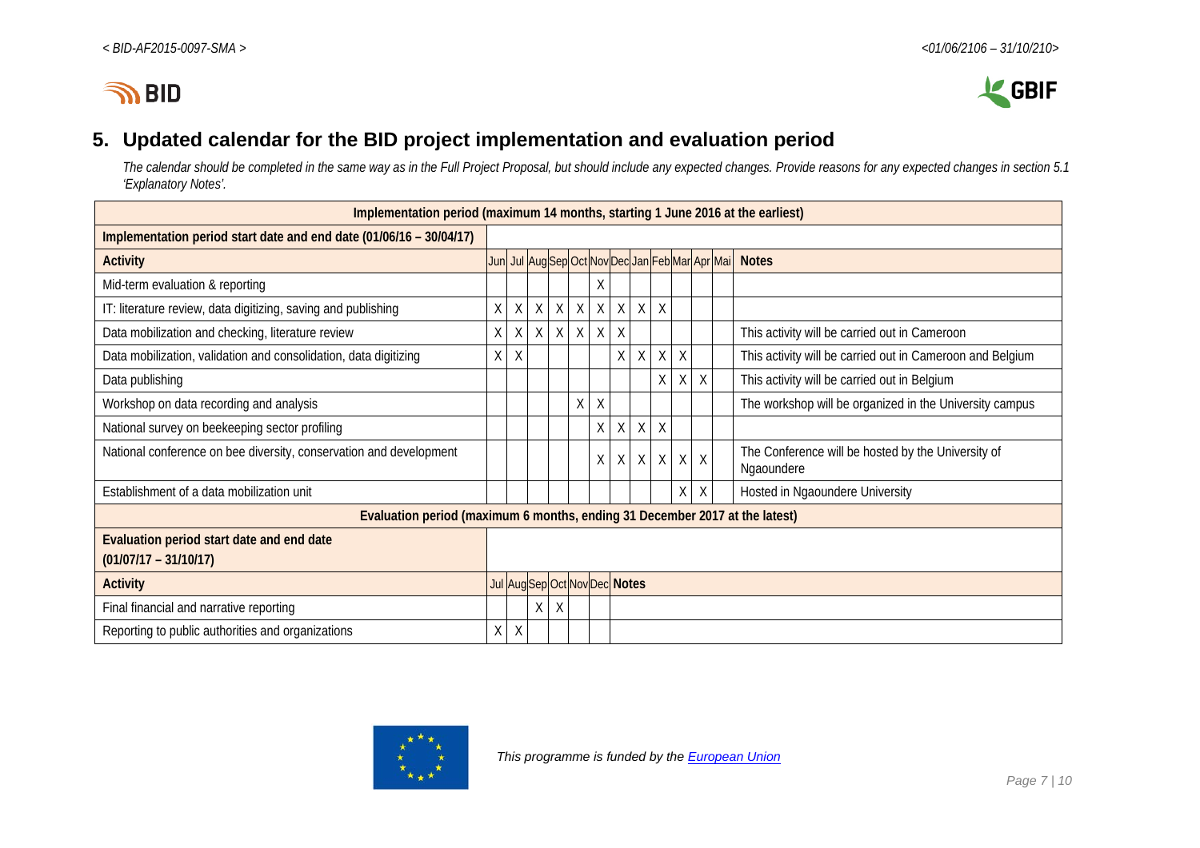## 5. Updated calendar for the BID project implementation and evaluation period

*The calendar should be completed in the same way as in the Full Project Proposal, but should include any expected changes. Provide reasons for any expected changes in section 5.1 'Explanatory Notes'.*

| Implementation period (maximum 14 months, starting 1 June 2016 at the earliest) | | | | | | | | | | | | | |
|---|---|---|---|---|---|---|---|---|---|---|---|---|---|
| **Implementation period start date and end date (01/06/16 – 30/04/17)** | | | | | | | | | | | | | |
| **Activity** | Jun | Jul | Aug | Sep | Oct | Nov | Dec | Jan | Feb | Mar | Apr | Mai | **Notes** |
| Mid-term evaluation & reporting | | | | | | X | | | | | | | |
| IT: literature review, data digitizing, saving and publishing | X | X | X | X | X | X | X | X | X | | | | |
| Data mobilization and checking, literature review | X | X | X | X | X | X | X | | | | | | This activity will be carried out in Cameroon |
| Data mobilization, validation and consolidation, data digitizing | X | X | | | | | X | X | X | X | | | This activity will be carried out in Cameroon and Belgium |
| Data publishing | | | | | | | | | X | X | X | | This activity will be carried out in Belgium |
| Workshop on data recording and analysis | | | | | X | X | | | | | | | The workshop will be organized in the University campus |
| National survey on beekeeping sector profiling | | | | | | X | X | X | X | | | | |
| National conference on bee diversity, conservation and development | | | | | | X | X | X | X | X | X | | The Conference will be hosted by the University of Ngaoundere |
| Establishment of a data mobilization unit | | | | | | | | | | X | X | | Hosted in Ngaoundere University |

| Evaluation period (maximum 6 months, ending 31 December 2017 at the latest) | | | | | | | |
|---|---|---|---|---|---|---|---|
| **Evaluation period start date and end date (01/07/17 – 31/10/17)** | | | | | | | |
| **Activity** | Jul | Aug | Sep | Oct | Nov | Dec | **Notes** |
| Final financial and narrative reporting | | | X | X | | | |
| Reporting to public authorities and organizations | X | X | | | | | |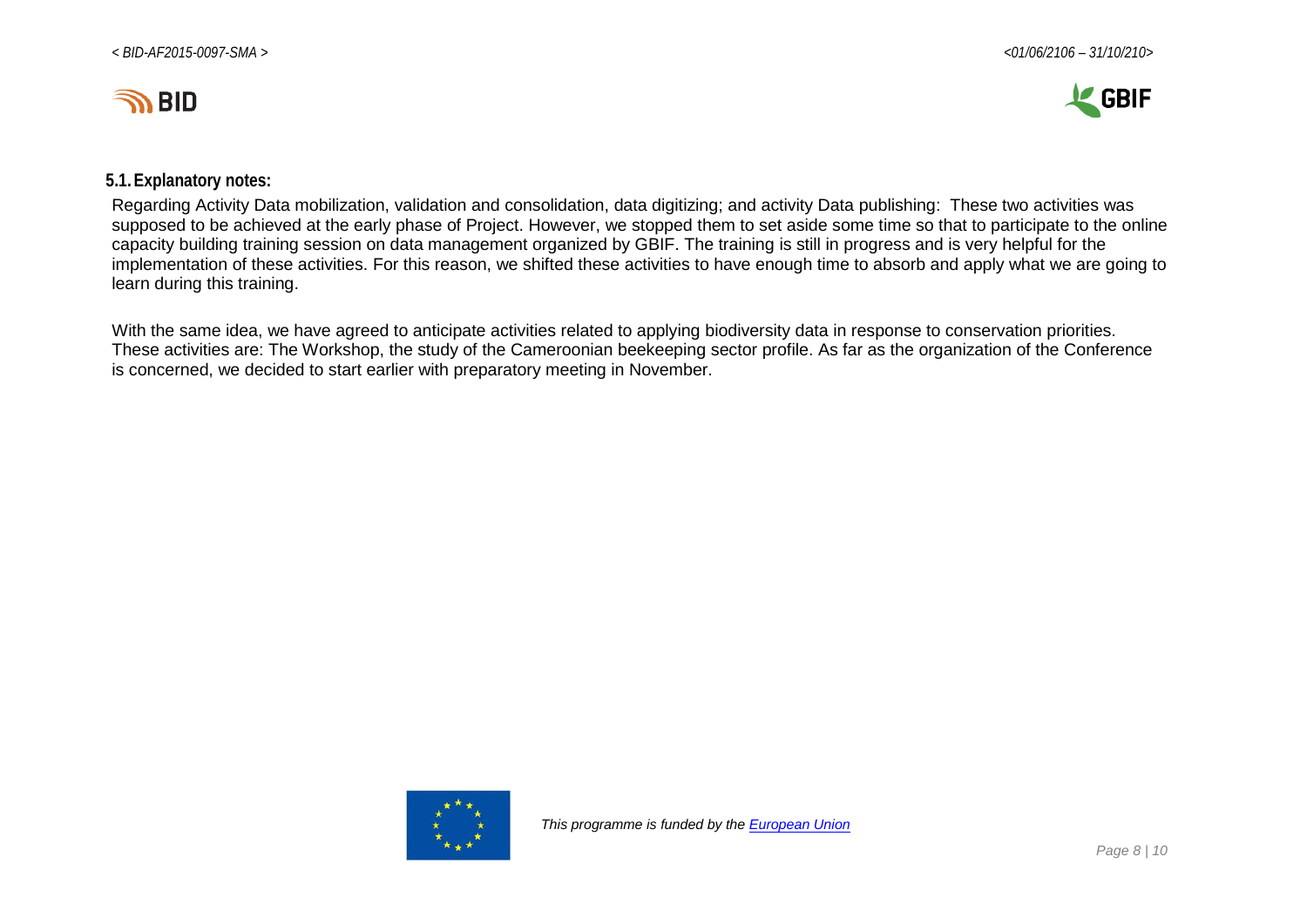### 5.1. Explanatory notes:

Regarding Activity Data mobilization, validation and consolidation, data digitizing; and activity Data publishing: These two activities was supposed to be achieved at the early phase of Project. However, we stopped them to set aside some time so that to participate to the online capacity building training session on data management organized by GBIF. The training is still in progress and is very helpful for the implementation of these activities. For this reason, we shifted these activities to have enough time to absorb and apply what we are going to learn during this training.

With the same idea, we have agreed to anticipate activities related to applying biodiversity data in response to conservation priorities. These activities are: The Workshop, the study of the Cameroonian beekeeping sector profile. As far as the organization of the Conference is concerned, we decided to start earlier with preparatory meeting in November.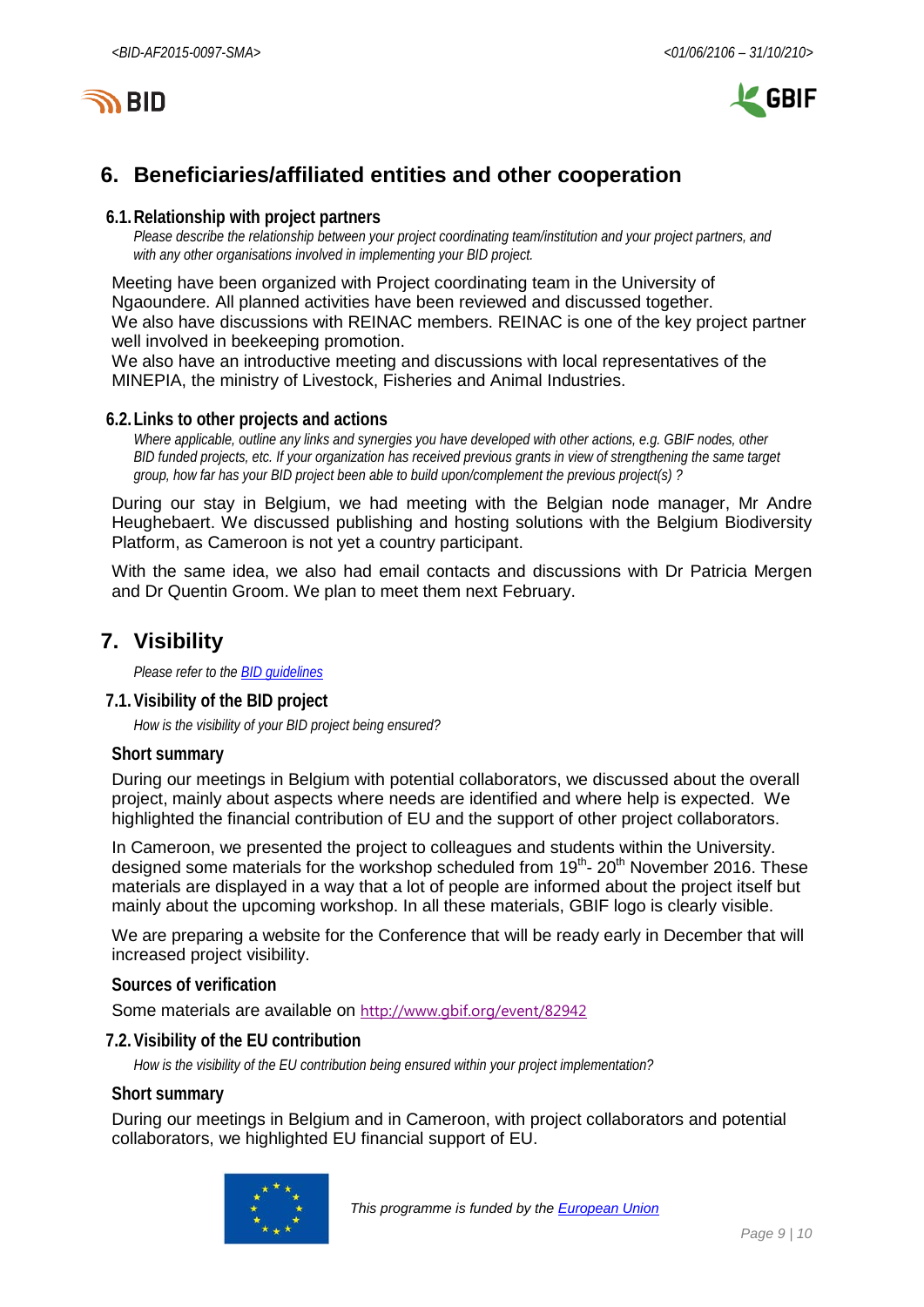## 6. Beneficiaries/affiliated entities and other cooperation

### 6.1. Relationship with project partners

*Please describe the relationship between your project coordinating team/institution and your project partners, and with any other organisations involved in implementing your BID project.*

Meeting have been organized with Project coordinating team in the University of Ngaoundere. All planned activities have been reviewed and discussed together.
We also have discussions with REINAC members. REINAC is one of the key project partner well involved in beekeeping promotion.
We also have an introductive meeting and discussions with local representatives of the MINEPIA, the ministry of Livestock, Fisheries and Animal Industries.

### 6.2. Links to other projects and actions

*Where applicable, outline any links and synergies you have developed with other actions, e.g. GBIF nodes, other BID funded projects, etc. If your organization has received previous grants in view of strengthening the same target group, how far has your BID project been able to build upon/complement the previous project(s) ?*

During our stay in Belgium, we had meeting with the Belgian node manager, Mr Andre Heughebaert. We discussed publishing and hosting solutions with the Belgium Biodiversity Platform, as Cameroon is not yet a country participant.

With the same idea, we also had email contacts and discussions with Dr Patricia Mergen and Dr Quentin Groom. We plan to meet them next February.

## 7. Visibility

*Please refer to the BID guidelines*

### 7.1. Visibility of the BID project

*How is the visibility of your BID project being ensured?*

#### Short summary

During our meetings in Belgium with potential collaborators, we discussed about the overall project, mainly about aspects where needs are identified and where help is expected. We highlighted the financial contribution of EU and the support of other project collaborators.

In Cameroon, we presented the project to colleagues and students within the University. designed some materials for the workshop scheduled from 19th- 20th November 2016. These materials are displayed in a way that a lot of people are informed about the project itself but mainly about the upcoming workshop. In all these materials, GBIF logo is clearly visible.

We are preparing a website for the Conference that will be ready early in December that will increased project visibility.

#### Sources of verification

Some materials are available on http://www.gbif.org/event/82942

### 7.2. Visibility of the EU contribution

*How is the visibility of the EU contribution being ensured within your project implementation?*

#### Short summary

During our meetings in Belgium and in Cameroon, with project collaborators and potential collaborators, we highlighted EU financial support of EU.

*This programme is funded by the European Union*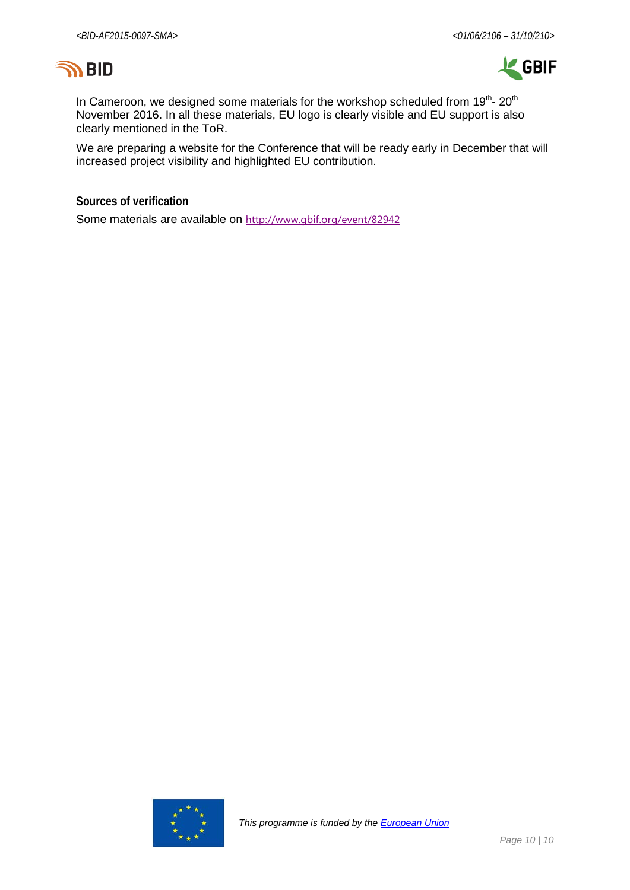In Cameroon, we designed some materials for the workshop scheduled from 19th- 20th November 2016. In all these materials, EU logo is clearly visible and EU support is also clearly mentioned in the ToR.

We are preparing a website for the Conference that will be ready early in December that will increased project visibility and highlighted EU contribution.

### Sources of verification

Some materials are available on http://www.gbif.org/event/82942

*This programme is funded by the European Union*